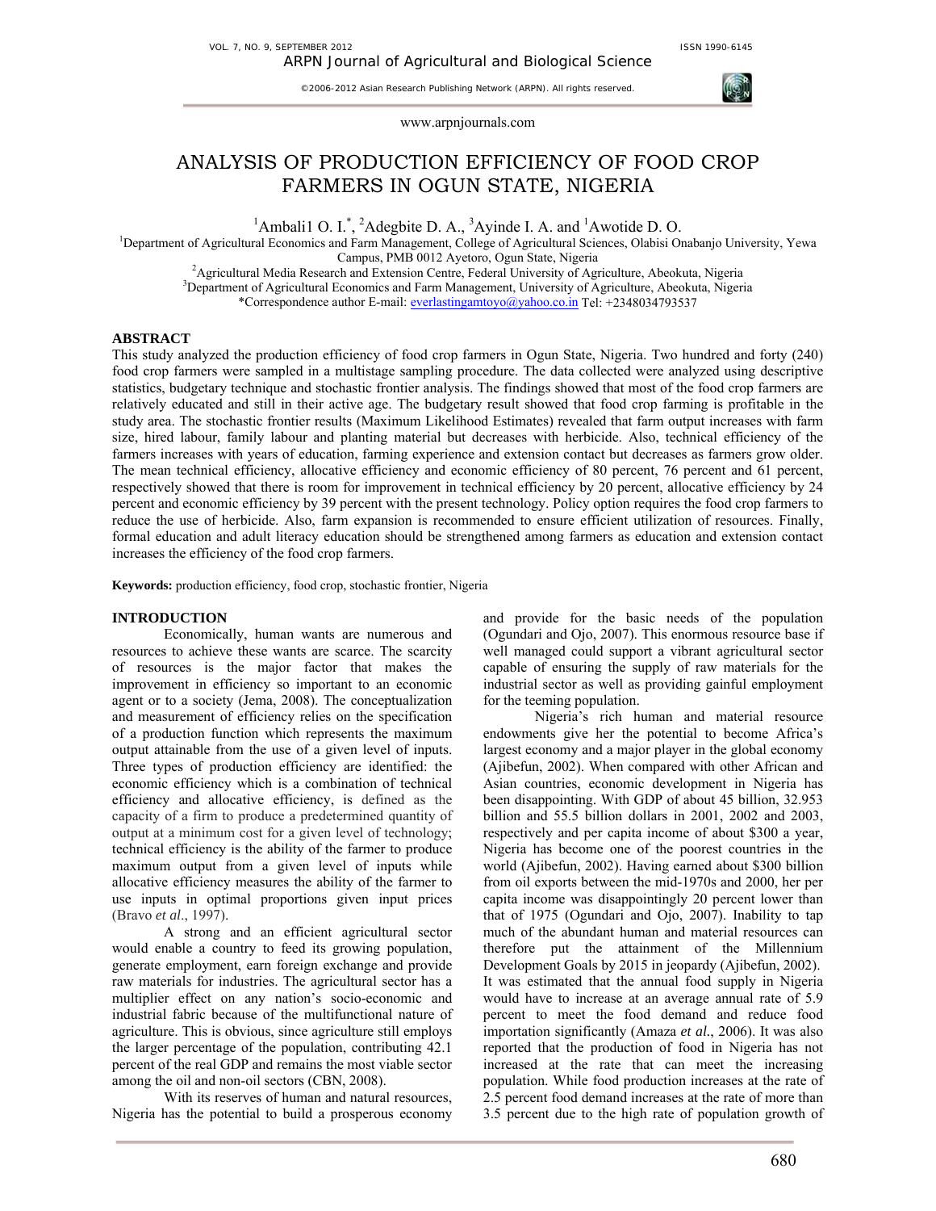# ANALYSIS OF PRODUCTION EFFICIENCY OF FOOD CROP FARMERS IN OGUN STATE, NIGERIA

[1]Ambali1 O. I.[*], [2]Adegbite D. A., [3]Ayinde I. A. and [1]Awotide D. O.

[1]Department of Agricultural Economics and Farm Management, College of Agricultural Sciences, Olabisi Onabanjo University, Yewa Campus, PMB 0012 Ayetoro, Ogun State, Nigeria

[2]Agricultural Media Research and Extension Centre, Federal University of Agriculture, Abeokuta, Nigeria

[3]Department of Agricultural Economics and Farm Management, University of Agriculture, Abeokuta, Nigeria

*Correspondence author E-mail: everlastingamtoyo@yahoo.co.in Tel: +2348034793537

## ABSTRACT

This study analyzed the production efficiency of food crop farmers in Ogun State, Nigeria. Two hundred and forty (240) food crop farmers were sampled in a multistage sampling procedure. The data collected were analyzed using descriptive statistics, budgetary technique and stochastic frontier analysis. The findings showed that most of the food crop farmers are relatively educated and still in their active age. The budgetary result showed that food crop farming is profitable in the study area. The stochastic frontier results (Maximum Likelihood Estimates) revealed that farm output increases with farm size, hired labour, family labour and planting material but decreases with herbicide. Also, technical efficiency of the farmers increases with years of education, farming experience and extension contact but decreases as farmers grow older. The mean technical efficiency, allocative efficiency and economic efficiency of 80 percent, 76 percent and 61 percent, respectively showed that there is room for improvement in technical efficiency by 20 percent, allocative efficiency by 24 percent and economic efficiency by 39 percent with the present technology. Policy option requires the food crop farmers to reduce the use of herbicide. Also, farm expansion is recommended to ensure efficient utilization of resources. Finally, formal education and adult literacy education should be strengthened among farmers as education and extension contact increases the efficiency of the food crop farmers.

**Keywords:** production efficiency, food crop, stochastic frontier, Nigeria

## INTRODUCTION

Economically, human wants are numerous and resources to achieve these wants are scarce. The scarcity of resources is the major factor that makes the improvement in efficiency so important to an economic agent or to a society (Jema, 2008). The conceptualization and measurement of efficiency relies on the specification of a production function which represents the maximum output attainable from the use of a given level of inputs. Three types of production efficiency are identified: the economic efficiency which is a combination of technical efficiency and allocative efficiency, is defined as the capacity of a firm to produce a predetermined quantity of output at a minimum cost for a given level of technology; technical efficiency is the ability of the farmer to produce maximum output from a given level of inputs while allocative efficiency measures the ability of the farmer to use inputs in optimal proportions given input prices (Bravo *et al*., 1997).

A strong and an efficient agricultural sector would enable a country to feed its growing population, generate employment, earn foreign exchange and provide raw materials for industries. The agricultural sector has a multiplier effect on any nation's socio-economic and industrial fabric because of the multifunctional nature of agriculture. This is obvious, since agriculture still employs the larger percentage of the population, contributing 42.1 percent of the real GDP and remains the most viable sector among the oil and non-oil sectors (CBN, 2008).

With its reserves of human and natural resources, Nigeria has the potential to build a prosperous economy and provide for the basic needs of the population (Ogundari and Ojo, 2007). This enormous resource base if well managed could support a vibrant agricultural sector capable of ensuring the supply of raw materials for the industrial sector as well as providing gainful employment for the teeming population.

Nigeria's rich human and material resource endowments give her the potential to become Africa's largest economy and a major player in the global economy (Ajibefun, 2002). When compared with other African and Asian countries, economic development in Nigeria has been disappointing. With GDP of about 45 billion, 32.953 billion and 55.5 billion dollars in 2001, 2002 and 2003, respectively and per capita income of about \$300 a year, Nigeria has become one of the poorest countries in the world (Ajibefun, 2002). Having earned about \$300 billion from oil exports between the mid-1970s and 2000, her per capita income was disappointingly 20 percent lower than that of 1975 (Ogundari and Ojo, 2007). Inability to tap much of the abundant human and material resources can therefore put the attainment of the Millennium Development Goals by 2015 in jeopardy (Ajibefun, 2002). It was estimated that the annual food supply in Nigeria would have to increase at an average annual rate of 5.9 percent to meet the food demand and reduce food importation significantly (Amaza *et al*., 2006). It was also reported that the production of food in Nigeria has not increased at the rate that can meet the increasing population. While food production increases at the rate of 2.5 percent food demand increases at the rate of more than 3.5 percent due to the high rate of population growth of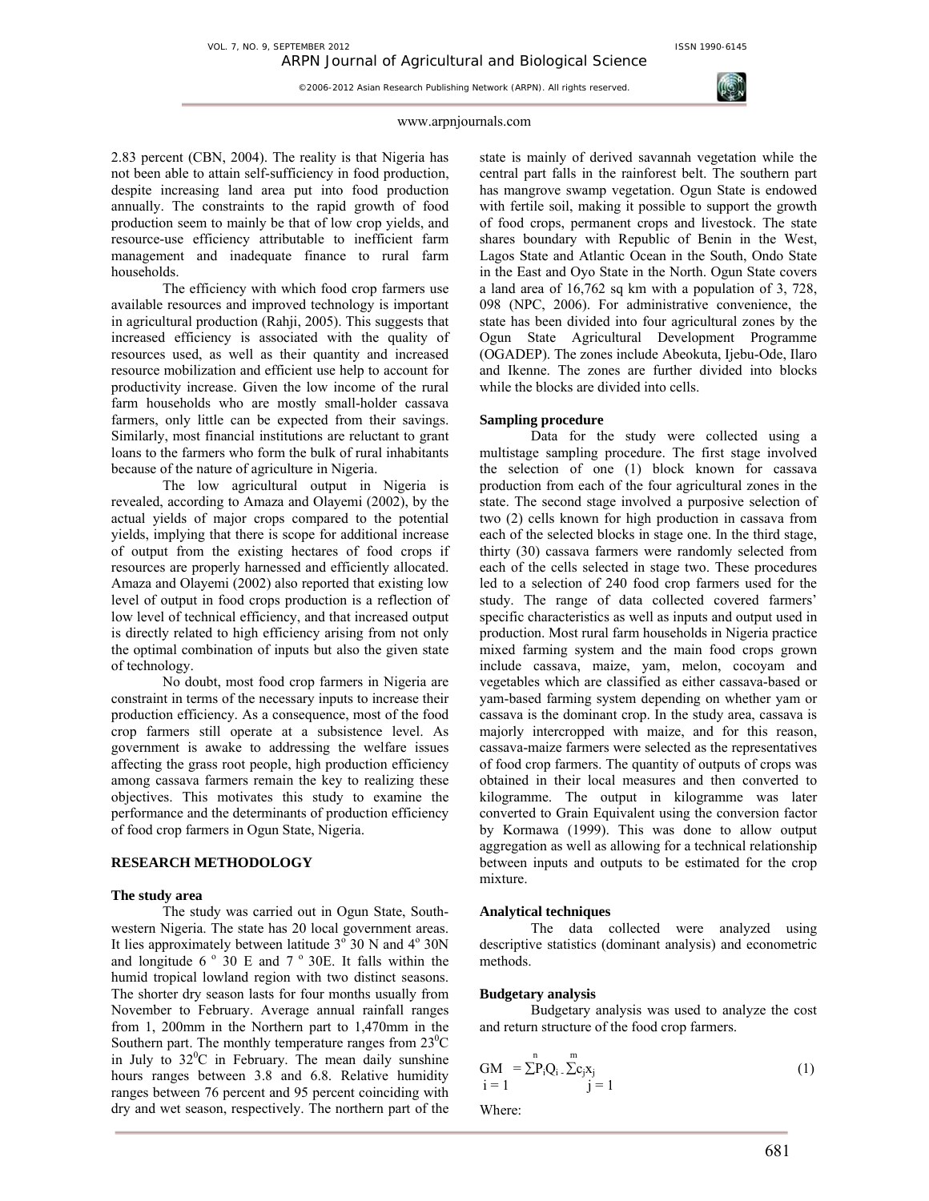2.83 percent (CBN, 2004). The reality is that Nigeria has not been able to attain self-sufficiency in food production, despite increasing land area put into food production annually. The constraints to the rapid growth of food production seem to mainly be that of low crop yields, and resource-use efficiency attributable to inefficient farm management and inadequate finance to rural farm households.

The efficiency with which food crop farmers use available resources and improved technology is important in agricultural production (Rahji, 2005). This suggests that increased efficiency is associated with the quality of resources used, as well as their quantity and increased resource mobilization and efficient use help to account for productivity increase. Given the low income of the rural farm households who are mostly small-holder cassava farmers, only little can be expected from their savings. Similarly, most financial institutions are reluctant to grant loans to the farmers who form the bulk of rural inhabitants because of the nature of agriculture in Nigeria.

The low agricultural output in Nigeria is revealed, according to Amaza and Olayemi (2002), by the actual yields of major crops compared to the potential yields, implying that there is scope for additional increase of output from the existing hectares of food crops if resources are properly harnessed and efficiently allocated. Amaza and Olayemi (2002) also reported that existing low level of output in food crops production is a reflection of low level of technical efficiency, and that increased output is directly related to high efficiency arising from not only the optimal combination of inputs but also the given state of technology.

No doubt, most food crop farmers in Nigeria are constraint in terms of the necessary inputs to increase their production efficiency. As a consequence, most of the food crop farmers still operate at a subsistence level. As government is awake to addressing the welfare issues affecting the grass root people, high production efficiency among cassava farmers remain the key to realizing these objectives. This motivates this study to examine the performance and the determinants of production efficiency of food crop farmers in Ogun State, Nigeria.

## RESEARCH METHODOLOGY

### The study area

The study was carried out in Ogun State, South-western Nigeria. The state has 20 local government areas. It lies approximately between latitude $3^{o}$ 30 N and $4^{o}$ 30N and longitude 6 $^{o}$ 30 E and 7 $^{o}$ 30E. It falls within the humid tropical lowland region with two distinct seasons. The shorter dry season lasts for four months usually from November to February. Average annual rainfall ranges from 1, 200mm in the Northern part to 1,470mm in the Southern part. The monthly temperature ranges from $23^{0}$C in July to $32^{0}$C in February. The mean daily sunshine hours ranges between 3.8 and 6.8. Relative humidity ranges between 76 percent and 95 percent coinciding with dry and wet season, respectively. The northern part of the state is mainly of derived savannah vegetation while the central part falls in the rainforest belt. The southern part has mangrove swamp vegetation. Ogun State is endowed with fertile soil, making it possible to support the growth of food crops, permanent crops and livestock. The state shares boundary with Republic of Benin in the West, Lagos State and Atlantic Ocean in the South, Ondo State in the East and Oyo State in the North. Ogun State covers a land area of 16,762 sq km with a population of 3, 728, 098 (NPC, 2006). For administrative convenience, the state has been divided into four agricultural zones by the Ogun State Agricultural Development Programme (OGADEP). The zones include Abeokuta, Ijebu-Ode, Ilaro and Ikenne. The zones are further divided into blocks while the blocks are divided into cells.

### Sampling procedure

Data for the study were collected using a multistage sampling procedure. The first stage involved the selection of one (1) block known for cassava production from each of the four agricultural zones in the state. The second stage involved a purposive selection of two (2) cells known for high production in cassava from each of the selected blocks in stage one. In the third stage, thirty (30) cassava farmers were randomly selected from each of the cells selected in stage two. These procedures led to a selection of 240 food crop farmers used for the study. The range of data collected covered farmers' specific characteristics as well as inputs and output used in production. Most rural farm households in Nigeria practice mixed farming system and the main food crops grown include cassava, maize, yam, melon, cocoyam and vegetables which are classified as either cassava-based or yam-based farming system depending on whether yam or cassava is the dominant crop. In the study area, cassava is majorly intercropped with maize, and for this reason, cassava-maize farmers were selected as the representatives of food crop farmers. The quantity of outputs of crops was obtained in their local measures and then converted to kilogramme. The output in kilogramme was later converted to Grain Equivalent using the conversion factor by Kormawa (1999). This was done to allow output aggregation as well as allowing for a technical relationship between inputs and outputs to be estimated for the crop mixture.

### Analytical techniques

The data collected were analyzed using descriptive statistics (dominant analysis) and econometric methods.

### Budgetary analysis

Budgetary analysis was used to analyze the cost and return structure of the food crop farmers.

$$GM = \sum_{i=1}^{n} P_i Q_i - \sum_{j=1}^{m} c_j x_j \qquad (1)$$

Where: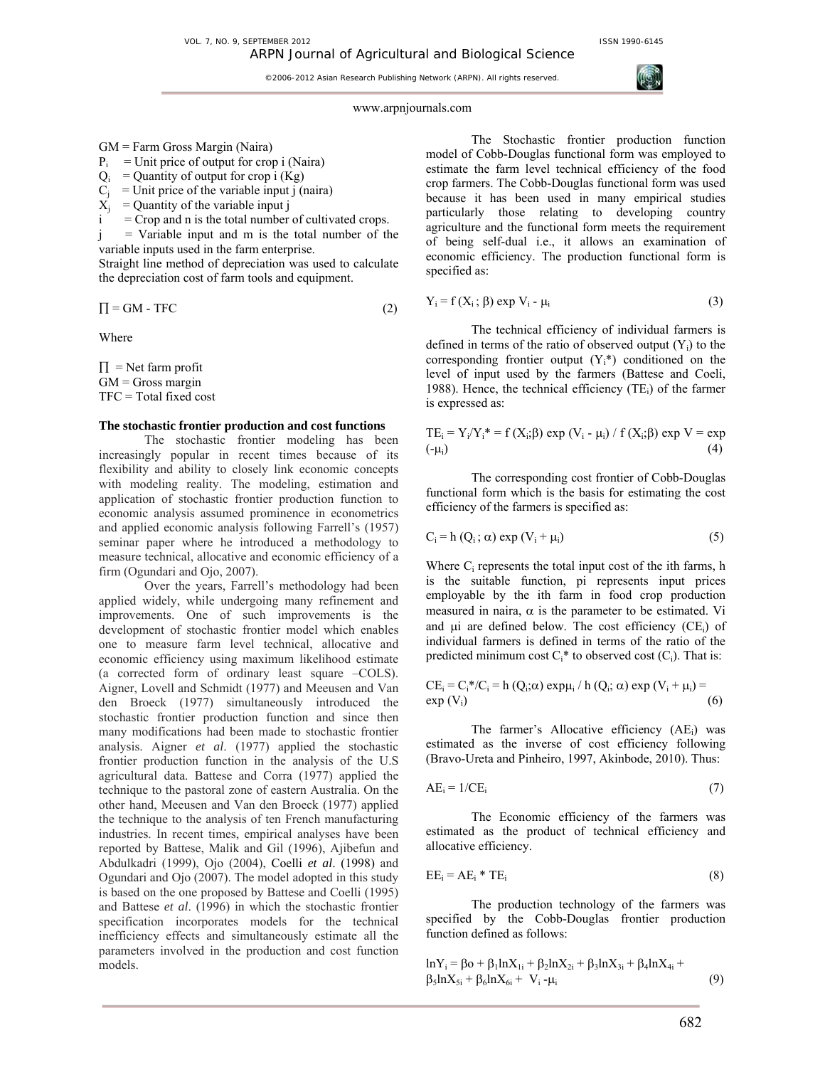GM = Farm Gross Margin (Naira)

$P_i$ = Unit price of output for crop i (Naira)

$Q_i$ = Quantity of output for crop i (Kg)

$C_j$ = Unit price of the variable input j (naira)

$X_j$ = Quantity of the variable input j

i = Crop and n is the total number of cultivated crops.

j = Variable input and m is the total number of the variable inputs used in the farm enterprise.

Straight line method of depreciation was used to calculate the depreciation cost of farm tools and equipment.

$$\prod = GM - TFC \tag{2}$$

Where

$\prod$ = Net farm profit
GM = Gross margin
TFC = Total fixed cost

**The stochastic frontier production and cost functions**

The stochastic frontier modeling has been increasingly popular in recent times because of its flexibility and ability to closely link economic concepts with modeling reality. The modeling, estimation and application of stochastic frontier production function to economic analysis assumed prominence in econometrics and applied economic analysis following Farrell's (1957) seminar paper where he introduced a methodology to measure technical, allocative and economic efficiency of a firm (Ogundari and Ojo, 2007).

Over the years, Farrell's methodology had been applied widely, while undergoing many refinement and improvements. One of such improvements is the development of stochastic frontier model which enables one to measure farm level technical, allocative and economic efficiency using maximum likelihood estimate (a corrected form of ordinary least square –COLS). Aigner, Lovell and Schmidt (1977) and Meeusen and Van den Broeck (1977) simultaneously introduced the stochastic frontier production function and since then many modifications had been made to stochastic frontier analysis. Aigner *et al*. (1977) applied the stochastic frontier production function in the analysis of the U.S agricultural data. Battese and Corra (1977) applied the technique to the pastoral zone of eastern Australia. On the other hand, Meeusen and Van den Broeck (1977) applied the technique to the analysis of ten French manufacturing industries. In recent times, empirical analyses have been reported by Battese, Malik and Gil (1996), Ajibefun and Abdulkadri (1999), Ojo (2004), Coelli *et al*. (1998) and Ogundari and Ojo (2007). The model adopted in this study is based on the one proposed by Battese and Coelli (1995) and Battese *et al*. (1996) in which the stochastic frontier specification incorporates models for the technical inefficiency effects and simultaneously estimate all the parameters involved in the production and cost function models.

The Stochastic frontier production function model of Cobb-Douglas functional form was employed to estimate the farm level technical efficiency of the food crop farmers. The Cobb-Douglas functional form was used because it has been used in many empirical studies particularly those relating to developing country agriculture and the functional form meets the requirement of being self-dual i.e., it allows an examination of economic efficiency. The production functional form is specified as:

$$Y_i = f(X_i ; \beta) \exp V_i - \mu_i \tag{3}$$

The technical efficiency of individual farmers is defined in terms of the ratio of observed output ($Y_i$) to the corresponding frontier output ($Y_i^*$) conditioned on the level of input used by the farmers (Battese and Coeli, 1988). Hence, the technical efficiency ($TE_i$) of the farmer is expressed as:

$$TE_i = Y_i/Y_i^* = f(X_i;\beta) \exp(V_i - \mu_i) / f(X_i;\beta) \exp V = \exp(-\mu_i) \tag{4}$$

The corresponding cost frontier of Cobb-Douglas functional form which is the basis for estimating the cost efficiency of the farmers is specified as:

$$C_i = h(Q_i ; \alpha) \exp(V_i + \mu_i) \tag{5}$$

Where $C_i$ represents the total input cost of the ith farms, h is the suitable function, pi represents input prices employable by the ith farm in food crop production measured in naira, $\alpha$ is the parameter to be estimated. Vi and $\mu$i are defined below. The cost efficiency ($CE_i$) of individual farmers is defined in terms of the ratio of the predicted minimum cost $C_i^*$ to observed cost ($C_i$). That is:

$$CE_i = C_i^*/C_i = h(Q_i;\alpha) \exp\mu_i / h(Q_i; \alpha) \exp(V_i + \mu_i) = \exp(V_i) \tag{6}$$

The farmer's Allocative efficiency ($AE_i$) was estimated as the inverse of cost efficiency following (Bravo-Ureta and Pinheiro, 1997, Akinbode, 2010). Thus:

$$AE_i = 1/CE_i \tag{7}$$

The Economic efficiency of the farmers was estimated as the product of technical efficiency and allocative efficiency.

$$EE_i = AE_i * TE_i \tag{8}$$

The production technology of the farmers was specified by the Cobb-Douglas frontier production function defined as follows:

$$\ln Y_i = \beta o + \beta_1 \ln X_{1i} + \beta_2 \ln X_{2i} + \beta_3 \ln X_{3i} + \beta_4 \ln X_{4i} + \beta_5 \ln X_{5i} + \beta_6 \ln X_{6i} + V_i - \mu_i \tag{9}$$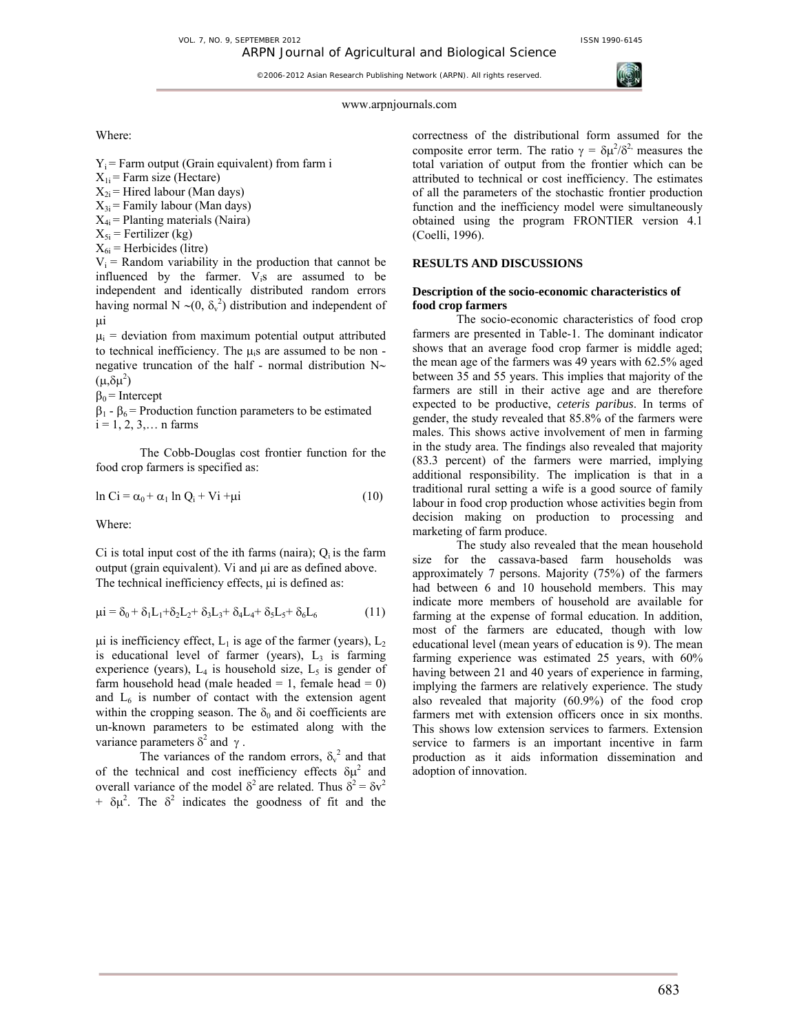Where:

$Y_i$ = Farm output (Grain equivalent) from farm i
$X_{1i}$ = Farm size (Hectare)
$X_{2i}$ = Hired labour (Man days)
$X_{3i}$ = Family labour (Man days)
$X_{4i}$ = Planting materials (Naira)
$X_{5i}$ = Fertilizer (kg)
$X_{6i}$ = Herbicides (litre)
$V_i$ = Random variability in the production that cannot be influenced by the farmer. $V_i$s are assumed to be independent and identically distributed random errors having normal $N \sim (0, \delta_v^2)$ distribution and independent of $\mu i$
$\mu_i$ = deviation from maximum potential output attributed to technical inefficiency. The $\mu_i$s are assumed to be non - negative truncation of the half - normal distribution $N \sim (\mu, \delta\mu^2)$
$\beta_0$ = Intercept
$\beta_1$ - $\beta_6$ = Production function parameters to be estimated
i = 1, 2, 3,… n farms

The Cobb-Douglas cost frontier function for the food crop farmers is specified as:

$$\ln Ci = \alpha_0 + \alpha_1 \ln Q_i + Vi + \mu i \tag{10}$$

Where:

Ci is total input cost of the ith farms (naira); $Q_i$ is the farm output (grain equivalent). Vi and $\mu$i are as defined above. The technical inefficiency effects, $\mu$i is defined as:

$$\mu i = \delta_0 + \delta_1 L_1 + \delta_2 L_2 + \delta_3 L_3 + \delta_4 L_4 + \delta_5 L_5 + \delta_6 L_6 \tag{11}$$

$\mu$i is inefficiency effect, $L_1$ is age of the farmer (years), $L_2$ is educational level of farmer (years), $L_3$ is farming experience (years), $L_4$ is household size, $L_5$ is gender of farm household head (male headed = 1, female head = 0) and $L_6$ is number of contact with the extension agent within the cropping season. The $\delta_0$ and $\delta i$ coefficients are un-known parameters to be estimated along with the variance parameters $\delta^2$ and $\gamma$.

The variances of the random errors, $\delta_v^2$ and that of the technical and cost inefficiency effects $\delta\mu^2$ and overall variance of the model $\delta^2$ are related. Thus $\delta^2 = \delta v^2 + \delta\mu^2$. The $\delta^2$ indicates the goodness of fit and the correctness of the distributional form assumed for the composite error term. The ratio $\gamma = \delta\mu^2/\delta^2$ measures the total variation of output from the frontier which can be attributed to technical or cost inefficiency. The estimates of all the parameters of the stochastic frontier production function and the inefficiency model were simultaneously obtained using the program FRONTIER version 4.1 (Coelli, 1996).

## RESULTS AND DISCUSSIONS

### Description of the socio-economic characteristics of food crop farmers

The socio-economic characteristics of food crop farmers are presented in Table-1. The dominant indicator shows that an average food crop farmer is middle aged; the mean age of the farmers was 49 years with 62.5% aged between 35 and 55 years. This implies that majority of the farmers are still in their active age and are therefore expected to be productive, *ceteris paribus*. In terms of gender, the study revealed that 85.8% of the farmers were males. This shows active involvement of men in farming in the study area. The findings also revealed that majority (83.3 percent) of the farmers were married, implying additional responsibility. The implication is that in a traditional rural setting a wife is a good source of family labour in food crop production whose activities begin from decision making on production to processing and marketing of farm produce.

The study also revealed that the mean household size for the cassava-based farm households was approximately 7 persons. Majority (75%) of the farmers had between 6 and 10 household members. This may indicate more members of household are available for farming at the expense of formal education. In addition, most of the farmers are educated, though with low educational level (mean years of education is 9). The mean farming experience was estimated 25 years, with 60% having between 21 and 40 years of experience in farming, implying the farmers are relatively experience. The study also revealed that majority (60.9%) of the food crop farmers met with extension officers once in six months. This shows low extension services to farmers. Extension service to farmers is an important incentive in farm production as it aids information dissemination and adoption of innovation.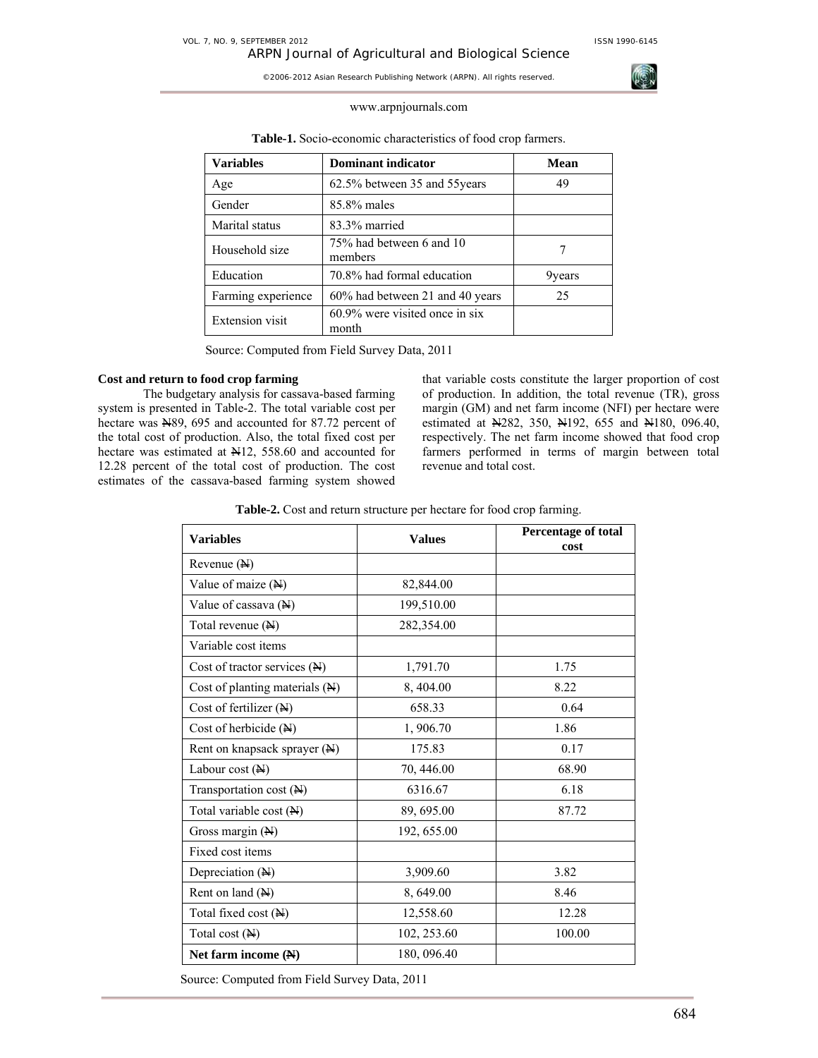**Table-1.** Socio-economic characteristics of food crop farmers.

| Variables | Dominant indicator | Mean |
|---|---|---|
| Age | 62.5% between 35 and 55years | 49 |
| Gender | 85.8% males | |
| Marital status | 83.3% married | |
| Household size | 75% had between 6 and 10 members | 7 |
| Education | 70.8% had formal education | 9years |
| Farming experience | 60% had between 21 and 40 years | 25 |
| Extension visit | 60.9% were visited once in six month | |

Source: Computed from Field Survey Data, 2011

**Cost and return to food crop farming**

The budgetary analysis for cassava-based farming system is presented in Table-2. The total variable cost per hectare was ₦89, 695 and accounted for 87.72 percent of the total cost of production. Also, the total fixed cost per hectare was estimated at ₦12, 558.60 and accounted for 12.28 percent of the total cost of production. The cost estimates of the cassava-based farming system showed that variable costs constitute the larger proportion of cost of production. In addition, the total revenue (TR), gross margin (GM) and net farm income (NFI) per hectare were estimated at ₦282, 350, ₦192, 655 and ₦180, 096.40, respectively. The net farm income showed that food crop farmers performed in terms of margin between total revenue and total cost.

**Table-2.** Cost and return structure per hectare for food crop farming.

| Variables | Values | Percentage of total cost |
|---|---|---|
| Revenue (₦) | | |
| Value of maize (₦) | 82,844.00 | |
| Value of cassava (₦) | 199,510.00 | |
| Total revenue (₦) | 282,354.00 | |
| Variable cost items | | |
| Cost of tractor services (₦) | 1,791.70 | 1.75 |
| Cost of planting materials (₦) | 8, 404.00 | 8.22 |
| Cost of fertilizer (₦) | 658.33 | 0.64 |
| Cost of herbicide (₦) | 1, 906.70 | 1.86 |
| Rent on knapsack sprayer (₦) | 175.83 | 0.17 |
| Labour cost (₦) | 70, 446.00 | 68.90 |
| Transportation cost (₦) | 6316.67 | 6.18 |
| Total variable cost (₦) | 89, 695.00 | 87.72 |
| Gross margin (₦) | 192, 655.00 | |
| Fixed cost items | | |
| Depreciation (₦) | 3,909.60 | 3.82 |
| Rent on land (₦) | 8, 649.00 | 8.46 |
| Total fixed cost (₦) | 12,558.60 | 12.28 |
| Total cost (₦) | 102, 253.60 | 100.00 |
| **Net farm income (₦)** | 180, 096.40 | |

Source: Computed from Field Survey Data, 2011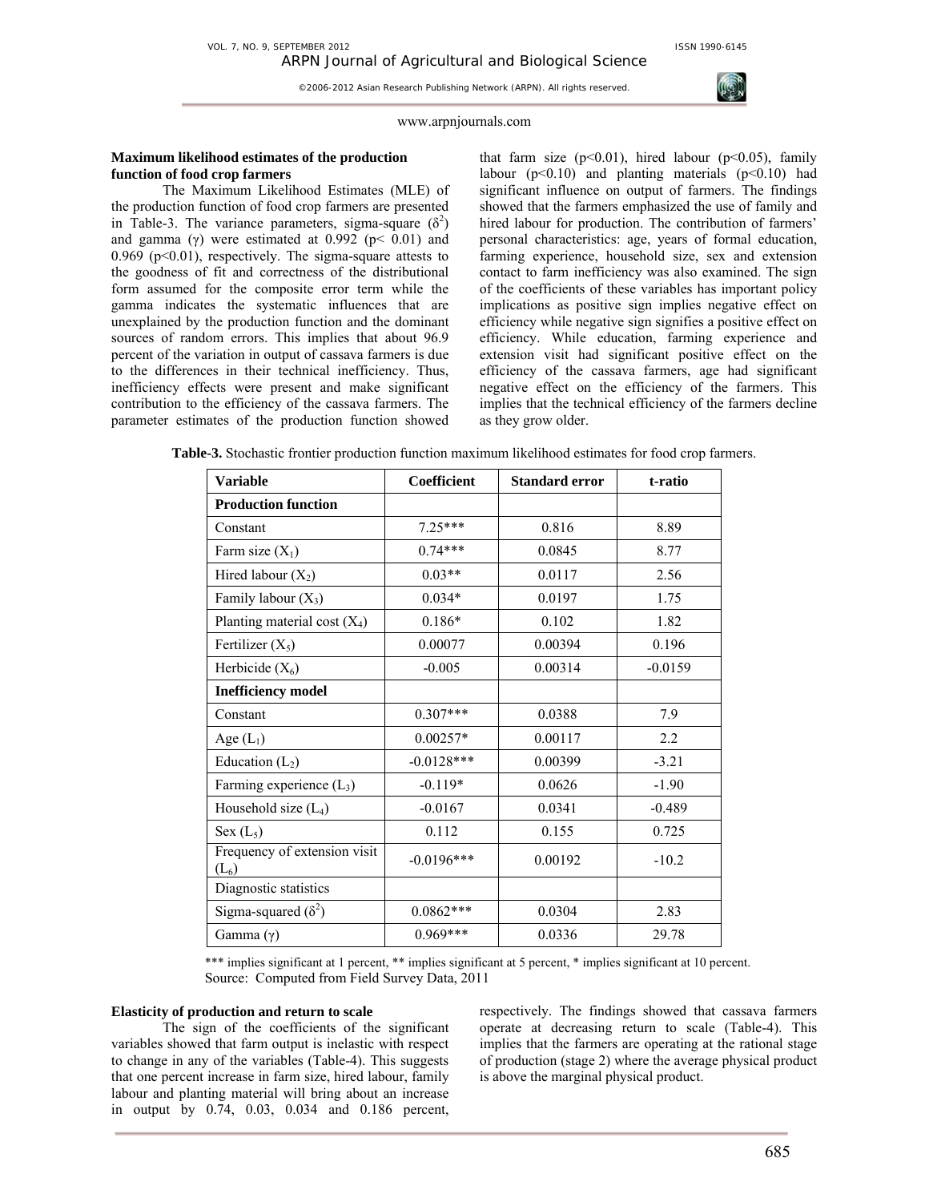### Maximum likelihood estimates of the production function of food crop farmers

The Maximum Likelihood Estimates (MLE) of the production function of food crop farmers are presented in Table-3. The variance parameters, sigma-square ($\delta^2$) and gamma ($\gamma$) were estimated at 0.992 ($p < 0.01$) and 0.969 ($p<0.01$), respectively. The sigma-square attests to the goodness of fit and correctness of the distributional form assumed for the composite error term while the gamma indicates the systematic influences that are unexplained by the production function and the dominant sources of random errors. This implies that about 96.9 percent of the variation in output of cassava farmers is due to the differences in their technical inefficiency. Thus, inefficiency effects were present and make significant contribution to the efficiency of the cassava farmers. The parameter estimates of the production function showed that farm size ($p<0.01$), hired labour ($p<0.05$), family labour ($p<0.10$) and planting materials ($p<0.10$) had significant influence on output of farmers. The findings showed that the farmers emphasized the use of family and hired labour for production. The contribution of farmers' personal characteristics: age, years of formal education, farming experience, household size, sex and extension contact to farm inefficiency was also examined. The sign of the coefficients of these variables has important policy implications as positive sign implies negative effect on efficiency while negative sign signifies a positive effect on efficiency. While education, farming experience and extension visit had significant positive effect on the efficiency of the cassava farmers, age had significant negative effect on the efficiency of the farmers. This implies that the technical efficiency of the farmers decline as they grow older.

**Table-3.** Stochastic frontier production function maximum likelihood estimates for food crop farmers.

| Variable | Coefficient | Standard error | t-ratio |
|---|---|---|---|
| **Production function** | | | |
| Constant | 7.25*** | 0.816 | 8.89 |
| Farm size ($X_1$) | 0.74*** | 0.0845 | 8.77 |
| Hired labour ($X_2$) | 0.03** | 0.0117 | 2.56 |
| Family labour ($X_3$) | 0.034* | 0.0197 | 1.75 |
| Planting material cost ($X_4$) | 0.186* | 0.102 | 1.82 |
| Fertilizer ($X_5$) | 0.00077 | 0.00394 | 0.196 |
| Herbicide ($X_6$) | -0.005 | 0.00314 | -0.0159 |
| **Inefficiency model** | | | |
| Constant | 0.307*** | 0.0388 | 7.9 |
| Age ($L_1$) | 0.00257* | 0.00117 | 2.2 |
| Education ($L_2$) | -0.0128*** | 0.00399 | -3.21 |
| Farming experience ($L_3$) | -0.119* | 0.0626 | -1.90 |
| Household size ($L_4$) | -0.0167 | 0.0341 | -0.489 |
| Sex ($L_5$) | 0.112 | 0.155 | 0.725 |
| Frequency of extension visit ($L_6$) | -0.0196*** | 0.00192 | -10.2 |
| Diagnostic statistics | | | |
| Sigma-squared ($\delta^2$) | 0.0862*** | 0.0304 | 2.83 |
| Gamma ($\gamma$) | 0.969*** | 0.0336 | 29.78 |

*** implies significant at 1 percent, ** implies significant at 5 percent, * implies significant at 10 percent.
Source: Computed from Field Survey Data, 2011

### Elasticity of production and return to scale

The sign of the coefficients of the significant variables showed that farm output is inelastic with respect to change in any of the variables (Table-4). This suggests that one percent increase in farm size, hired labour, family labour and planting material will bring about an increase in output by 0.74, 0.03, 0.034 and 0.186 percent, respectively. The findings showed that cassava farmers operate at decreasing return to scale (Table-4). This implies that the farmers are operating at the rational stage of production (stage 2) where the average physical product is above the marginal physical product.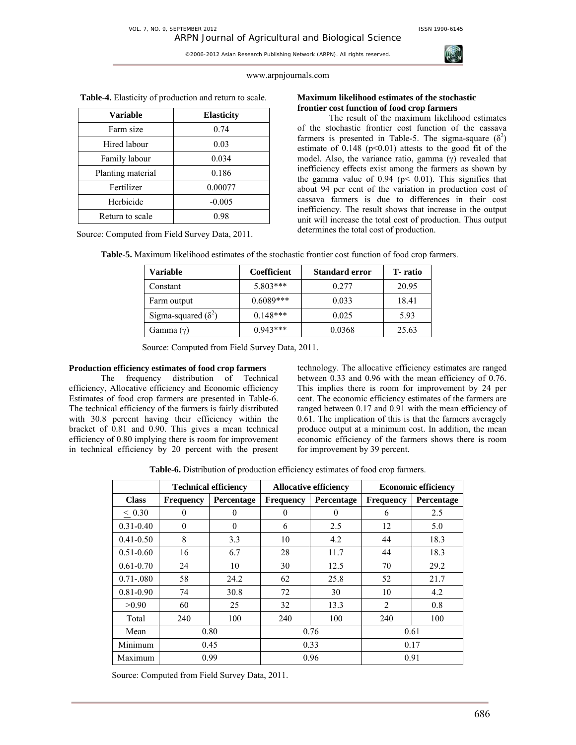**Table-4.** Elasticity of production and return to scale.

| Variable | Elasticity |
|---|---|
| Farm size | 0.74 |
| Hired labour | 0.03 |
| Family labour | 0.034 |
| Planting material | 0.186 |
| Fertilizer | 0.00077 |
| Herbicide | -0.005 |
| Return to scale | 0.98 |

Source: Computed from Field Survey Data, 2011.

**Maximum likelihood estimates of the stochastic frontier cost function of food crop farmers**

The result of the maximum likelihood estimates of the stochastic frontier cost function of the cassava farmers is presented in Table-5. The sigma-square ($\delta^2$) estimate of 0.148 ($p<0.01$) attests to the good fit of the model. Also, the variance ratio, gamma ($\gamma$) revealed that inefficiency effects exist among the farmers as shown by the gamma value of 0.94 ($p< 0.01$). This signifies that about 94 per cent of the variation in production cost of cassava farmers is due to differences in their cost inefficiency. The result shows that increase in the output unit will increase the total cost of production. Thus output determines the total cost of production.

**Table-5.** Maximum likelihood estimates of the stochastic frontier cost function of food crop farmers.

| Variable | Coefficient | Standard error | T- ratio |
|---|---|---|---|
| Constant | 5.803*** | 0.277 | 20.95 |
| Farm output | 0.6089*** | 0.033 | 18.41 |
| Sigma-squared ($\delta^2$) | 0.148*** | 0.025 | 5.93 |
| Gamma ($\gamma$) | 0.943*** | 0.0368 | 25.63 |

Source: Computed from Field Survey Data, 2011.

**Production efficiency estimates of food crop farmers**

The frequency distribution of Technical efficiency, Allocative efficiency and Economic efficiency Estimates of food crop farmers are presented in Table-6. The technical efficiency of the farmers is fairly distributed with 30.8 percent having their efficiency within the bracket of 0.81 and 0.90. This gives a mean technical efficiency of 0.80 implying there is room for improvement in technical efficiency by 20 percent with the present technology. The allocative efficiency estimates are ranged between 0.33 and 0.96 with the mean efficiency of 0.76. This implies there is room for improvement by 24 per cent. The economic efficiency estimates of the farmers are ranged between 0.17 and 0.91 with the mean efficiency of 0.61. The implication of this is that the farmers averagely produce output at a minimum cost. In addition, the mean economic efficiency of the farmers shows there is room for improvement by 39 percent.

**Table-6.** Distribution of production efficiency estimates of food crop farmers.

| | Technical efficiency | | Allocative efficiency | | Economic efficiency | |
|---|---|---|---|---|---|---|
| **Class** | **Frequency** | **Percentage** | **Frequency** | **Percentage** | **Frequency** | **Percentage** |
| $\leq$ 0.30 | 0 | 0 | 0 | 0 | 6 | 2.5 |
| 0.31-0.40 | 0 | 0 | 6 | 2.5 | 12 | 5.0 |
| 0.41-0.50 | 8 | 3.3 | 10 | 4.2 | 44 | 18.3 |
| 0.51-0.60 | 16 | 6.7 | 28 | 11.7 | 44 | 18.3 |
| 0.61-0.70 | 24 | 10 | 30 | 12.5 | 70 | 29.2 |
| 0.71-.080 | 58 | 24.2 | 62 | 25.8 | 52 | 21.7 |
| 0.81-0.90 | 74 | 30.8 | 72 | 30 | 10 | 4.2 |
| >0.90 | 60 | 25 | 32 | 13.3 | 2 | 0.8 |
| Total | 240 | 100 | 240 | 100 | 240 | 100 |
| Mean | 0.80 | | 0.76 | | 0.61 | |
| Minimum | 0.45 | | 0.33 | | 0.17 | |
| Maximum | 0.99 | | 0.96 | | 0.91 | |

Source: Computed from Field Survey Data, 2011.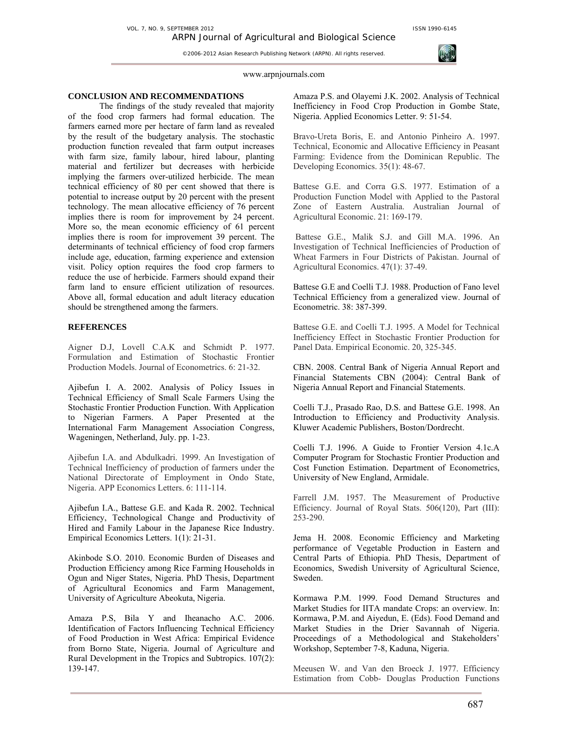## CONCLUSION AND RECOMMENDATIONS

The findings of the study revealed that majority of the food crop farmers had formal education. The farmers earned more per hectare of farm land as revealed by the result of the budgetary analysis. The stochastic production function revealed that farm output increases with farm size, family labour, hired labour, planting material and fertilizer but decreases with herbicide implying the farmers over-utilized herbicide. The mean technical efficiency of 80 per cent showed that there is potential to increase output by 20 percent with the present technology. The mean allocative efficiency of 76 percent implies there is room for improvement by 24 percent. More so, the mean economic efficiency of 61 percent implies there is room for improvement 39 percent. The determinants of technical efficiency of food crop farmers include age, education, farming experience and extension visit. Policy option requires the food crop farmers to reduce the use of herbicide. Farmers should expand their farm land to ensure efficient utilization of resources. Above all, formal education and adult literacy education should be strengthened among the farmers.

## REFERENCES

Aigner D.J, Lovell C.A.K and Schmidt P. 1977. Formulation and Estimation of Stochastic Frontier Production Models. Journal of Econometrics. 6: 21-32.

Ajibefun I. A. 2002. Analysis of Policy Issues in Technical Efficiency of Small Scale Farmers Using the Stochastic Frontier Production Function. With Application to Nigerian Farmers. A Paper Presented at the International Farm Management Association Congress, Wageningen, Netherland, July. pp. 1-23.

Ajibefun I.A. and Abdulkadri. 1999. An Investigation of Technical Inefficiency of production of farmers under the National Directorate of Employment in Ondo State, Nigeria. APP Economics Letters. 6: 111-114.

Ajibefun I.A., Battese G.E. and Kada R. 2002. Technical Efficiency, Technological Change and Productivity of Hired and Family Labour in the Japanese Rice Industry. Empirical Economics Letters. 1(1): 21-31.

Akinbode S.O. 2010. Economic Burden of Diseases and Production Efficiency among Rice Farming Households in Ogun and Niger States, Nigeria. PhD Thesis, Department of Agricultural Economics and Farm Management, University of Agriculture Abeokuta, Nigeria.

Amaza P.S, Bila Y and Iheanacho A.C. 2006. Identification of Factors Influencing Technical Efficiency of Food Production in West Africa: Empirical Evidence from Borno State, Nigeria. Journal of Agriculture and Rural Development in the Tropics and Subtropics. 107(2): 139-147.

Amaza P.S. and Olayemi J.K. 2002. Analysis of Technical Inefficiency in Food Crop Production in Gombe State, Nigeria. Applied Economics Letter. 9: 51-54.

Bravo-Ureta Boris, E. and Antonio Pinheiro A. 1997. Technical, Economic and Allocative Efficiency in Peasant Farming: Evidence from the Dominican Republic. The Developing Economics. 35(1): 48-67.

Battese G.E. and Corra G.S. 1977. Estimation of a Production Function Model with Applied to the Pastoral Zone of Eastern Australia. Australian Journal of Agricultural Economic. 21: 169-179.

Battese G.E., Malik S.J. and Gill M.A. 1996. An Investigation of Technical Inefficiencies of Production of Wheat Farmers in Four Districts of Pakistan. Journal of Agricultural Economics. 47(1): 37-49.

Battese G.E and Coelli T.J. 1988. Production of Fano level Technical Efficiency from a generalized view. Journal of Econometric. 38: 387-399.

Battese G.E. and Coelli T.J. 1995. A Model for Technical Inefficiency Effect in Stochastic Frontier Production for Panel Data. Empirical Economic. 20, 325-345.

CBN. 2008. Central Bank of Nigeria Annual Report and Financial Statements CBN (2004): Central Bank of Nigeria Annual Report and Financial Statements.

Coelli T.J., Prasado Rao, D.S. and Battese G.E. 1998. An Introduction to Efficiency and Productivity Analysis. Kluwer Academic Publishers, Boston/Dordrecht.

Coelli T.J. 1996. A Guide to Frontier Version 4.1c.A Computer Program for Stochastic Frontier Production and Cost Function Estimation. Department of Econometrics, University of New England, Armidale.

Farrell J.M. 1957. The Measurement of Productive Efficiency. Journal of Royal Stats. 506(120), Part (III): 253-290.

Jema H. 2008. Economic Efficiency and Marketing performance of Vegetable Production in Eastern and Central Parts of Ethiopia. PhD Thesis, Department of Economics, Swedish University of Agricultural Science, Sweden.

Kormawa P.M. 1999. Food Demand Structures and Market Studies for IITA mandate Crops: an overview. In: Kormawa, P.M. and Aiyedun, E. (Eds). Food Demand and Market Studies in the Drier Savannah of Nigeria. Proceedings of a Methodological and Stakeholders' Workshop, September 7-8, Kaduna, Nigeria.

Meeusen W. and Van den Broeck J. 1977. Efficiency Estimation from Cobb- Douglas Production Functions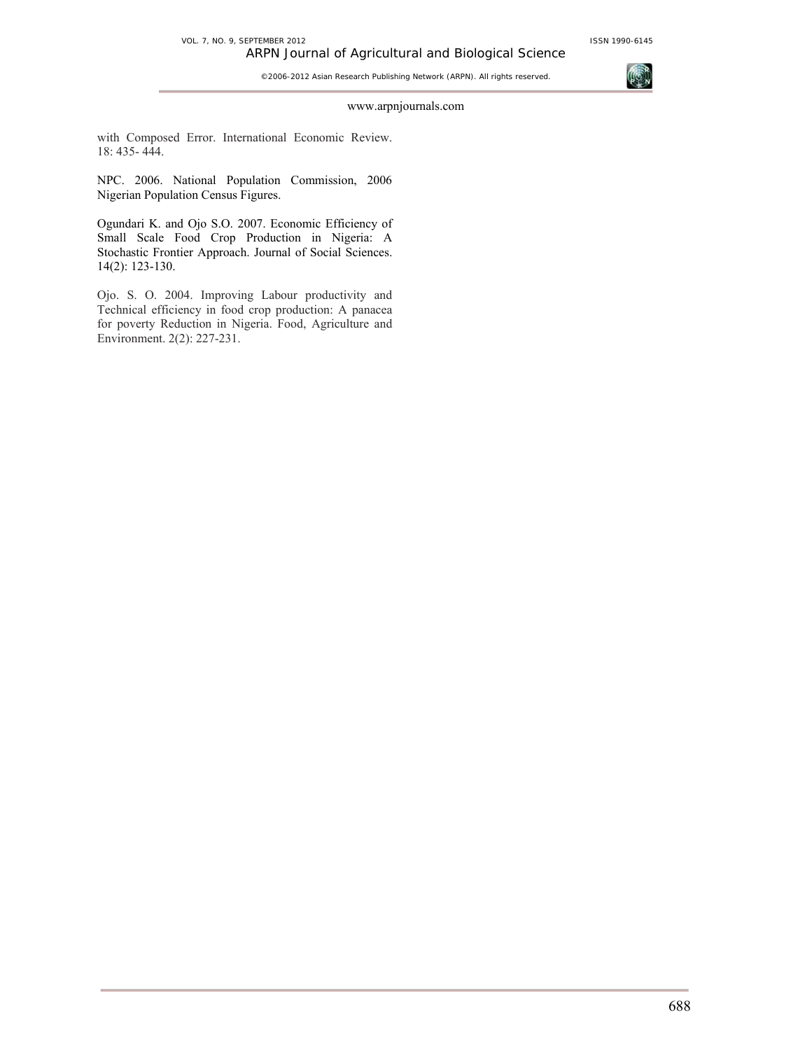with Composed Error. International Economic Review. 18: 435- 444.

NPC. 2006. National Population Commission, 2006 Nigerian Population Census Figures.

Ogundari K. and Ojo S.O. 2007. Economic Efficiency of Small Scale Food Crop Production in Nigeria: A Stochastic Frontier Approach. Journal of Social Sciences. 14(2): 123-130.

Ojo. S. O. 2004. Improving Labour productivity and Technical efficiency in food crop production: A panacea for poverty Reduction in Nigeria. Food, Agriculture and Environment. 2(2): 227-231.